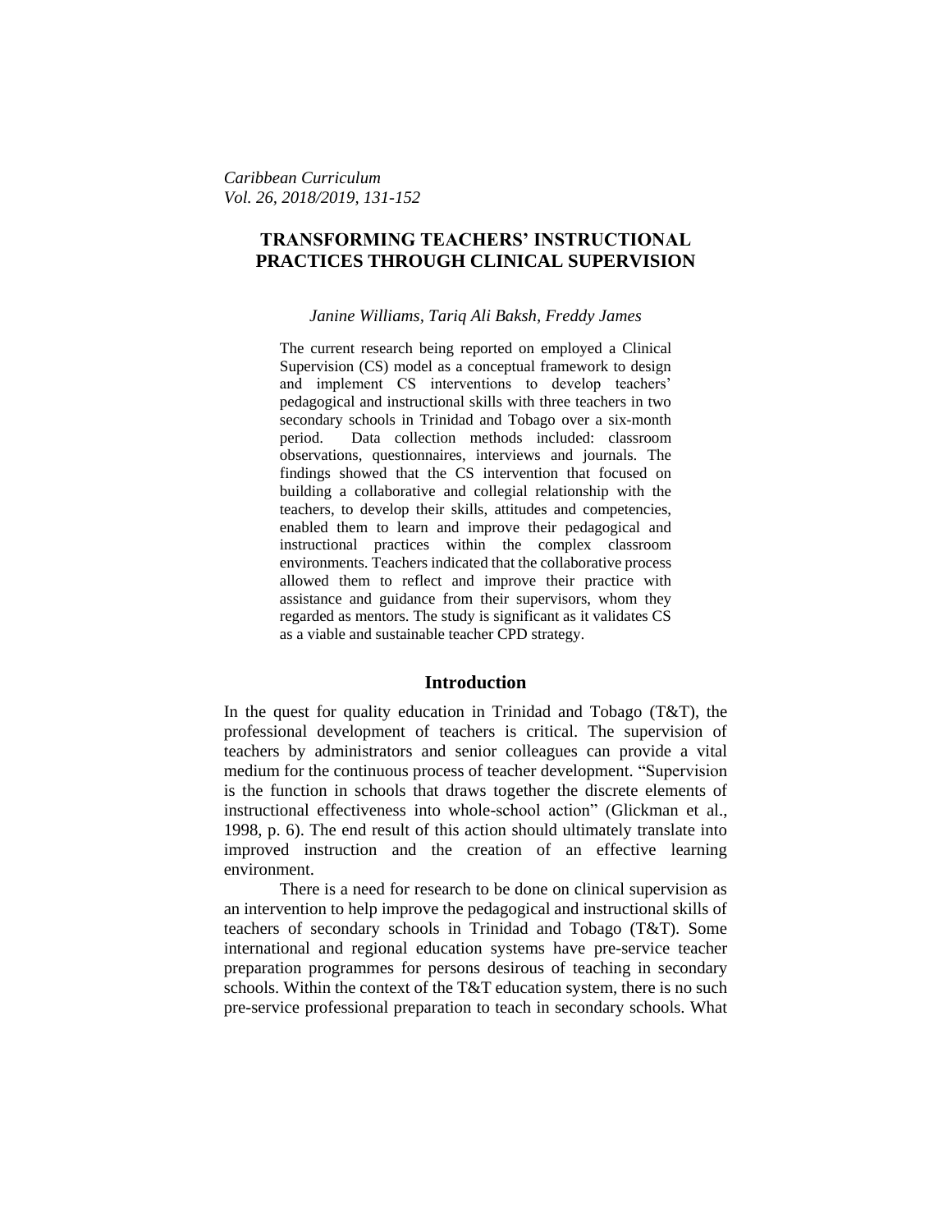*Caribbean Curriculum*
*Vol. 26, 2018/2019, 131-152*

# TRANSFORMING TEACHERS' INSTRUCTIONAL PRACTICES THROUGH CLINICAL SUPERVISION

*Janine Williams, Tariq Ali Baksh, Freddy James*

> The current research being reported on employed a Clinical Supervision (CS) model as a conceptual framework to design and implement CS interventions to develop teachers' pedagogical and instructional skills with three teachers in two secondary schools in Trinidad and Tobago over a six-month period. Data collection methods included: classroom observations, questionnaires, interviews and journals. The findings showed that the CS intervention that focused on building a collaborative and collegial relationship with the teachers, to develop their skills, attitudes and competencies, enabled them to learn and improve their pedagogical and instructional practices within the complex classroom environments. Teachers indicated that the collaborative process allowed them to reflect and improve their practice with assistance and guidance from their supervisors, whom they regarded as mentors. The study is significant as it validates CS as a viable and sustainable teacher CPD strategy.

## Introduction

In the quest for quality education in Trinidad and Tobago (T&T), the professional development of teachers is critical. The supervision of teachers by administrators and senior colleagues can provide a vital medium for the continuous process of teacher development. "Supervision is the function in schools that draws together the discrete elements of instructional effectiveness into whole-school action" (Glickman et al., 1998, p. 6). The end result of this action should ultimately translate into improved instruction and the creation of an effective learning environment.

There is a need for research to be done on clinical supervision as an intervention to help improve the pedagogical and instructional skills of teachers of secondary schools in Trinidad and Tobago (T&T). Some international and regional education systems have pre-service teacher preparation programmes for persons desirous of teaching in secondary schools. Within the context of the T&T education system, there is no such pre-service professional preparation to teach in secondary schools. What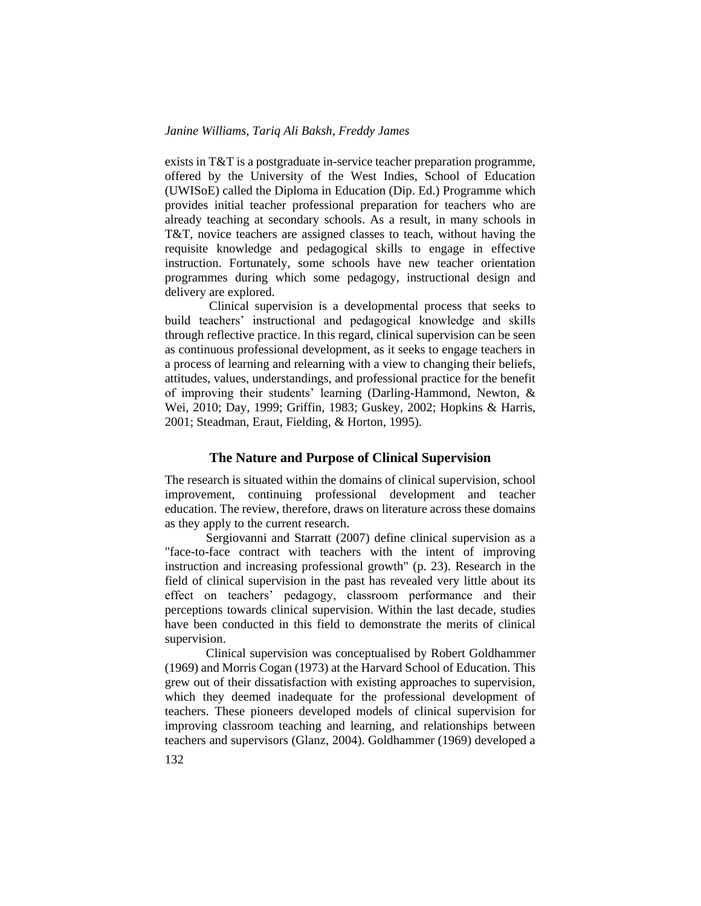exists in T&T is a postgraduate in-service teacher preparation programme, offered by the University of the West Indies, School of Education (UWISoE) called the Diploma in Education (Dip. Ed.) Programme which provides initial teacher professional preparation for teachers who are already teaching at secondary schools. As a result, in many schools in T&T, novice teachers are assigned classes to teach, without having the requisite knowledge and pedagogical skills to engage in effective instruction. Fortunately, some schools have new teacher orientation programmes during which some pedagogy, instructional design and delivery are explored.

Clinical supervision is a developmental process that seeks to build teachers' instructional and pedagogical knowledge and skills through reflective practice. In this regard, clinical supervision can be seen as continuous professional development, as it seeks to engage teachers in a process of learning and relearning with a view to changing their beliefs, attitudes, values, understandings, and professional practice for the benefit of improving their students' learning (Darling-Hammond, Newton, & Wei, 2010; Day, 1999; Griffin, 1983; Guskey, 2002; Hopkins & Harris, 2001; Steadman, Eraut, Fielding, & Horton, 1995).

## The Nature and Purpose of Clinical Supervision

The research is situated within the domains of clinical supervision, school improvement, continuing professional development and teacher education. The review, therefore, draws on literature across these domains as they apply to the current research.

Sergiovanni and Starratt (2007) define clinical supervision as a "face-to-face contract with teachers with the intent of improving instruction and increasing professional growth" (p. 23). Research in the field of clinical supervision in the past has revealed very little about its effect on teachers' pedagogy, classroom performance and their perceptions towards clinical supervision. Within the last decade, studies have been conducted in this field to demonstrate the merits of clinical supervision.

Clinical supervision was conceptualised by Robert Goldhammer (1969) and Morris Cogan (1973) at the Harvard School of Education. This grew out of their dissatisfaction with existing approaches to supervision, which they deemed inadequate for the professional development of teachers. These pioneers developed models of clinical supervision for improving classroom teaching and learning, and relationships between teachers and supervisors (Glanz, 2004). Goldhammer (1969) developed a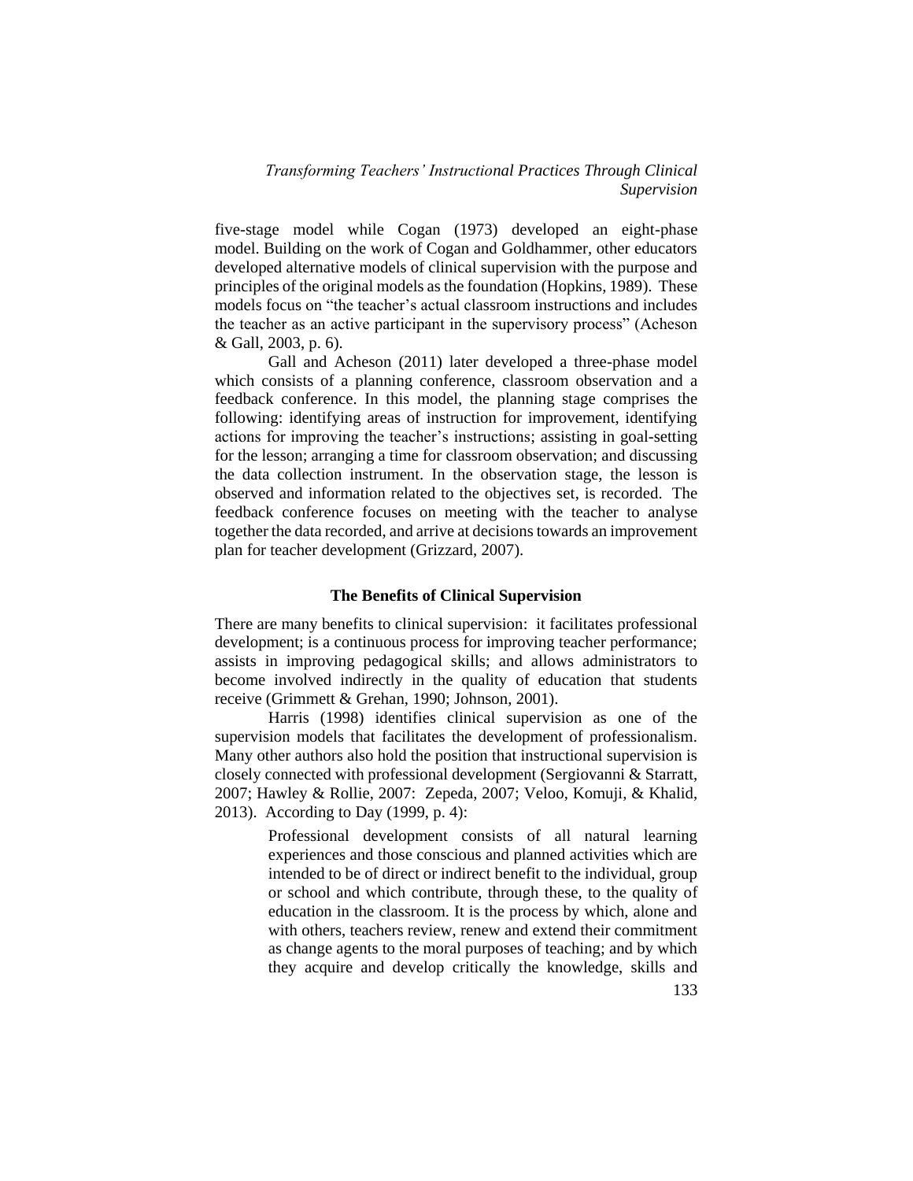five-stage model while Cogan (1973) developed an eight-phase model. Building on the work of Cogan and Goldhammer, other educators developed alternative models of clinical supervision with the purpose and principles of the original models as the foundation (Hopkins, 1989). These models focus on "the teacher's actual classroom instructions and includes the teacher as an active participant in the supervisory process" (Acheson & Gall, 2003, p. 6).

Gall and Acheson (2011) later developed a three-phase model which consists of a planning conference, classroom observation and a feedback conference. In this model, the planning stage comprises the following: identifying areas of instruction for improvement, identifying actions for improving the teacher's instructions; assisting in goal-setting for the lesson; arranging a time for classroom observation; and discussing the data collection instrument. In the observation stage, the lesson is observed and information related to the objectives set, is recorded. The feedback conference focuses on meeting with the teacher to analyse together the data recorded, and arrive at decisions towards an improvement plan for teacher development (Grizzard, 2007).

### The Benefits of Clinical Supervision

There are many benefits to clinical supervision: it facilitates professional development; is a continuous process for improving teacher performance; assists in improving pedagogical skills; and allows administrators to become involved indirectly in the quality of education that students receive (Grimmett & Grehan, 1990; Johnson, 2001).

Harris (1998) identifies clinical supervision as one of the supervision models that facilitates the development of professionalism. Many other authors also hold the position that instructional supervision is closely connected with professional development (Sergiovanni & Starratt, 2007; Hawley & Rollie, 2007: Zepeda, 2007; Veloo, Komuji, & Khalid, 2013). According to Day (1999, p. 4):

> Professional development consists of all natural learning experiences and those conscious and planned activities which are intended to be of direct or indirect benefit to the individual, group or school and which contribute, through these, to the quality of education in the classroom. It is the process by which, alone and with others, teachers review, renew and extend their commitment as change agents to the moral purposes of teaching; and by which they acquire and develop critically the knowledge, skills and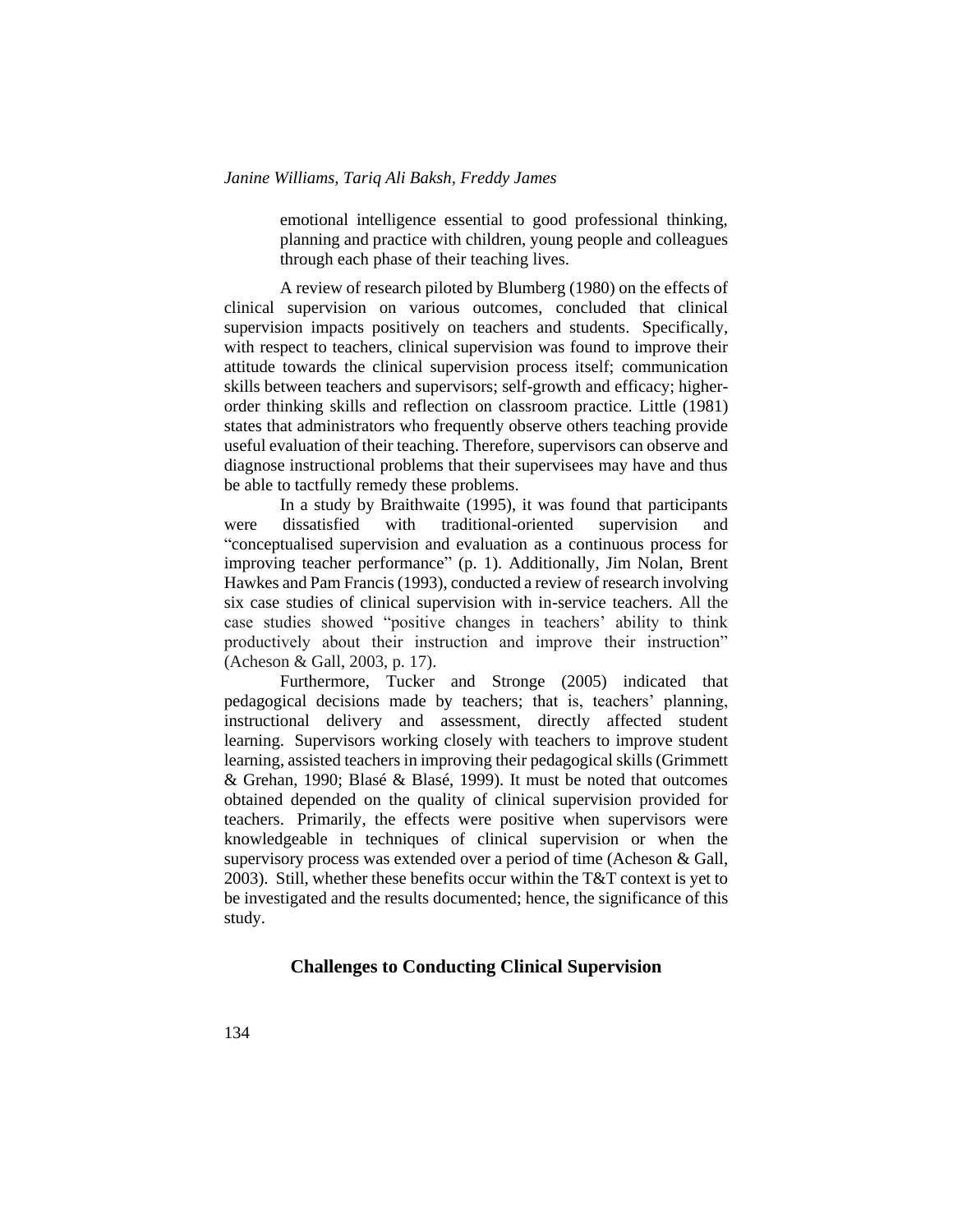emotional intelligence essential to good professional thinking, planning and practice with children, young people and colleagues through each phase of their teaching lives.

A review of research piloted by Blumberg (1980) on the effects of clinical supervision on various outcomes, concluded that clinical supervision impacts positively on teachers and students. Specifically, with respect to teachers, clinical supervision was found to improve their attitude towards the clinical supervision process itself; communication skills between teachers and supervisors; self-growth and efficacy; higher-order thinking skills and reflection on classroom practice. Little (1981) states that administrators who frequently observe others teaching provide useful evaluation of their teaching. Therefore, supervisors can observe and diagnose instructional problems that their supervisees may have and thus be able to tactfully remedy these problems.

In a study by Braithwaite (1995), it was found that participants were dissatisfied with traditional-oriented supervision and "conceptualised supervision and evaluation as a continuous process for improving teacher performance" (p. 1). Additionally, Jim Nolan, Brent Hawkes and Pam Francis (1993), conducted a review of research involving six case studies of clinical supervision with in-service teachers. All the case studies showed "positive changes in teachers' ability to think productively about their instruction and improve their instruction" (Acheson & Gall, 2003, p. 17).

Furthermore, Tucker and Stronge (2005) indicated that pedagogical decisions made by teachers; that is, teachers' planning, instructional delivery and assessment, directly affected student learning. Supervisors working closely with teachers to improve student learning, assisted teachers in improving their pedagogical skills (Grimmett & Grehan, 1990; Blasé & Blasé, 1999). It must be noted that outcomes obtained depended on the quality of clinical supervision provided for teachers. Primarily, the effects were positive when supervisors were knowledgeable in techniques of clinical supervision or when the supervisory process was extended over a period of time (Acheson & Gall, 2003). Still, whether these benefits occur within the T&T context is yet to be investigated and the results documented; hence, the significance of this study.

## Challenges to Conducting Clinical Supervision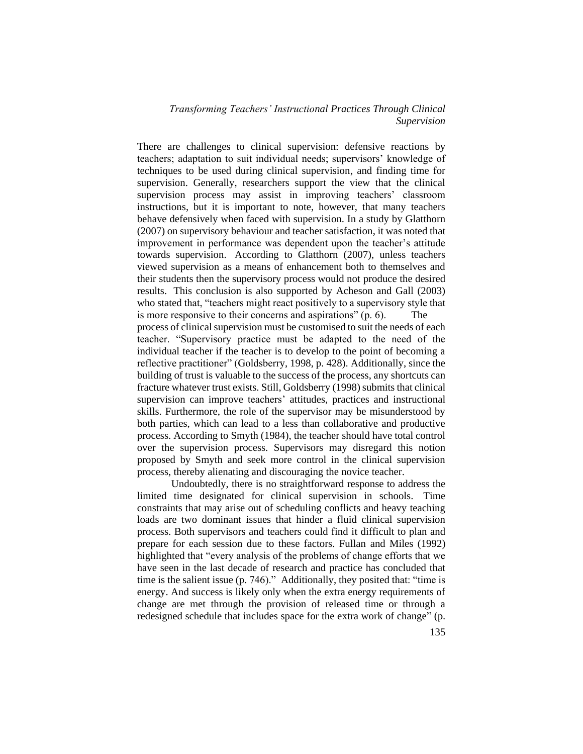There are challenges to clinical supervision: defensive reactions by teachers; adaptation to suit individual needs; supervisors' knowledge of techniques to be used during clinical supervision, and finding time for supervision. Generally, researchers support the view that the clinical supervision process may assist in improving teachers' classroom instructions, but it is important to note, however, that many teachers behave defensively when faced with supervision. In a study by Glatthorn (2007) on supervisory behaviour and teacher satisfaction, it was noted that improvement in performance was dependent upon the teacher's attitude towards supervision. According to Glatthorn (2007), unless teachers viewed supervision as a means of enhancement both to themselves and their students then the supervisory process would not produce the desired results. This conclusion is also supported by Acheson and Gall (2003) who stated that, "teachers might react positively to a supervisory style that is more responsive to their concerns and aspirations" (p. 6). The process of clinical supervision must be customised to suit the needs of each teacher. "Supervisory practice must be adapted to the need of the individual teacher if the teacher is to develop to the point of becoming a reflective practitioner" (Goldsberry, 1998, p. 428). Additionally, since the building of trust is valuable to the success of the process, any shortcuts can fracture whatever trust exists. Still, Goldsberry (1998) submits that clinical supervision can improve teachers' attitudes, practices and instructional skills. Furthermore, the role of the supervisor may be misunderstood by both parties, which can lead to a less than collaborative and productive process. According to Smyth (1984), the teacher should have total control over the supervision process. Supervisors may disregard this notion proposed by Smyth and seek more control in the clinical supervision process, thereby alienating and discouraging the novice teacher.

Undoubtedly, there is no straightforward response to address the limited time designated for clinical supervision in schools. Time constraints that may arise out of scheduling conflicts and heavy teaching loads are two dominant issues that hinder a fluid clinical supervision process. Both supervisors and teachers could find it difficult to plan and prepare for each session due to these factors. Fullan and Miles (1992) highlighted that "every analysis of the problems of change efforts that we have seen in the last decade of research and practice has concluded that time is the salient issue (p. 746)." Additionally, they posited that: "time is energy. And success is likely only when the extra energy requirements of change are met through the provision of released time or through a redesigned schedule that includes space for the extra work of change" (p.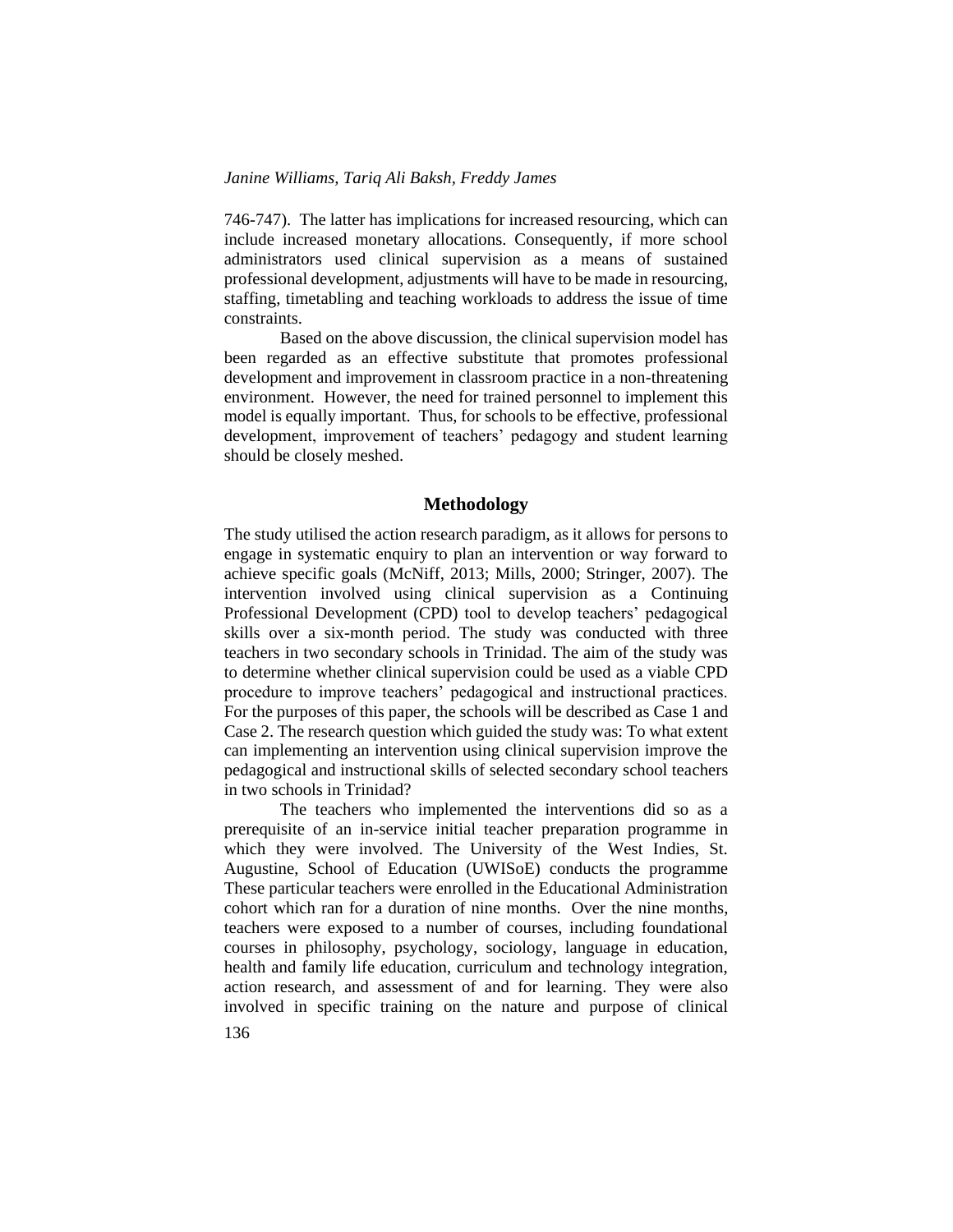746-747). The latter has implications for increased resourcing, which can include increased monetary allocations. Consequently, if more school administrators used clinical supervision as a means of sustained professional development, adjustments will have to be made in resourcing, staffing, timetabling and teaching workloads to address the issue of time constraints.

Based on the above discussion, the clinical supervision model has been regarded as an effective substitute that promotes professional development and improvement in classroom practice in a non-threatening environment. However, the need for trained personnel to implement this model is equally important. Thus, for schools to be effective, professional development, improvement of teachers' pedagogy and student learning should be closely meshed.

## Methodology

The study utilised the action research paradigm, as it allows for persons to engage in systematic enquiry to plan an intervention or way forward to achieve specific goals (McNiff, 2013; Mills, 2000; Stringer, 2007). The intervention involved using clinical supervision as a Continuing Professional Development (CPD) tool to develop teachers' pedagogical skills over a six-month period. The study was conducted with three teachers in two secondary schools in Trinidad. The aim of the study was to determine whether clinical supervision could be used as a viable CPD procedure to improve teachers' pedagogical and instructional practices. For the purposes of this paper, the schools will be described as Case 1 and Case 2. The research question which guided the study was: To what extent can implementing an intervention using clinical supervision improve the pedagogical and instructional skills of selected secondary school teachers in two schools in Trinidad?

The teachers who implemented the interventions did so as a prerequisite of an in-service initial teacher preparation programme in which they were involved. The University of the West Indies, St. Augustine, School of Education (UWISoE) conducts the programme These particular teachers were enrolled in the Educational Administration cohort which ran for a duration of nine months. Over the nine months, teachers were exposed to a number of courses, including foundational courses in philosophy, psychology, sociology, language in education, health and family life education, curriculum and technology integration, action research, and assessment of and for learning. They were also involved in specific training on the nature and purpose of clinical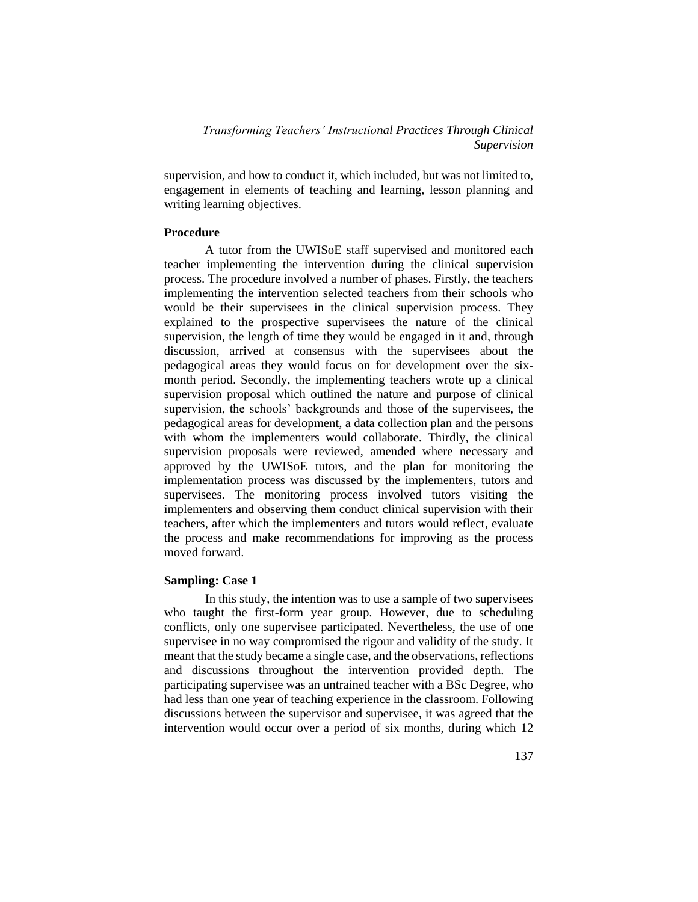supervision, and how to conduct it, which included, but was not limited to, engagement in elements of teaching and learning, lesson planning and writing learning objectives.

**Procedure**

A tutor from the UWISoE staff supervised and monitored each teacher implementing the intervention during the clinical supervision process. The procedure involved a number of phases. Firstly, the teachers implementing the intervention selected teachers from their schools who would be their supervisees in the clinical supervision process. They explained to the prospective supervisees the nature of the clinical supervision, the length of time they would be engaged in it and, through discussion, arrived at consensus with the supervisees about the pedagogical areas they would focus on for development over the six-month period. Secondly, the implementing teachers wrote up a clinical supervision proposal which outlined the nature and purpose of clinical supervision, the schools' backgrounds and those of the supervisees, the pedagogical areas for development, a data collection plan and the persons with whom the implementers would collaborate. Thirdly, the clinical supervision proposals were reviewed, amended where necessary and approved by the UWISoE tutors, and the plan for monitoring the implementation process was discussed by the implementers, tutors and supervisees. The monitoring process involved tutors visiting the implementers and observing them conduct clinical supervision with their teachers, after which the implementers and tutors would reflect, evaluate the process and make recommendations for improving as the process moved forward.

**Sampling: Case 1**

In this study, the intention was to use a sample of two supervisees who taught the first-form year group. However, due to scheduling conflicts, only one supervisee participated. Nevertheless, the use of one supervisee in no way compromised the rigour and validity of the study. It meant that the study became a single case, and the observations, reflections and discussions throughout the intervention provided depth. The participating supervisee was an untrained teacher with a BSc Degree, who had less than one year of teaching experience in the classroom. Following discussions between the supervisor and supervisee, it was agreed that the intervention would occur over a period of six months, during which 12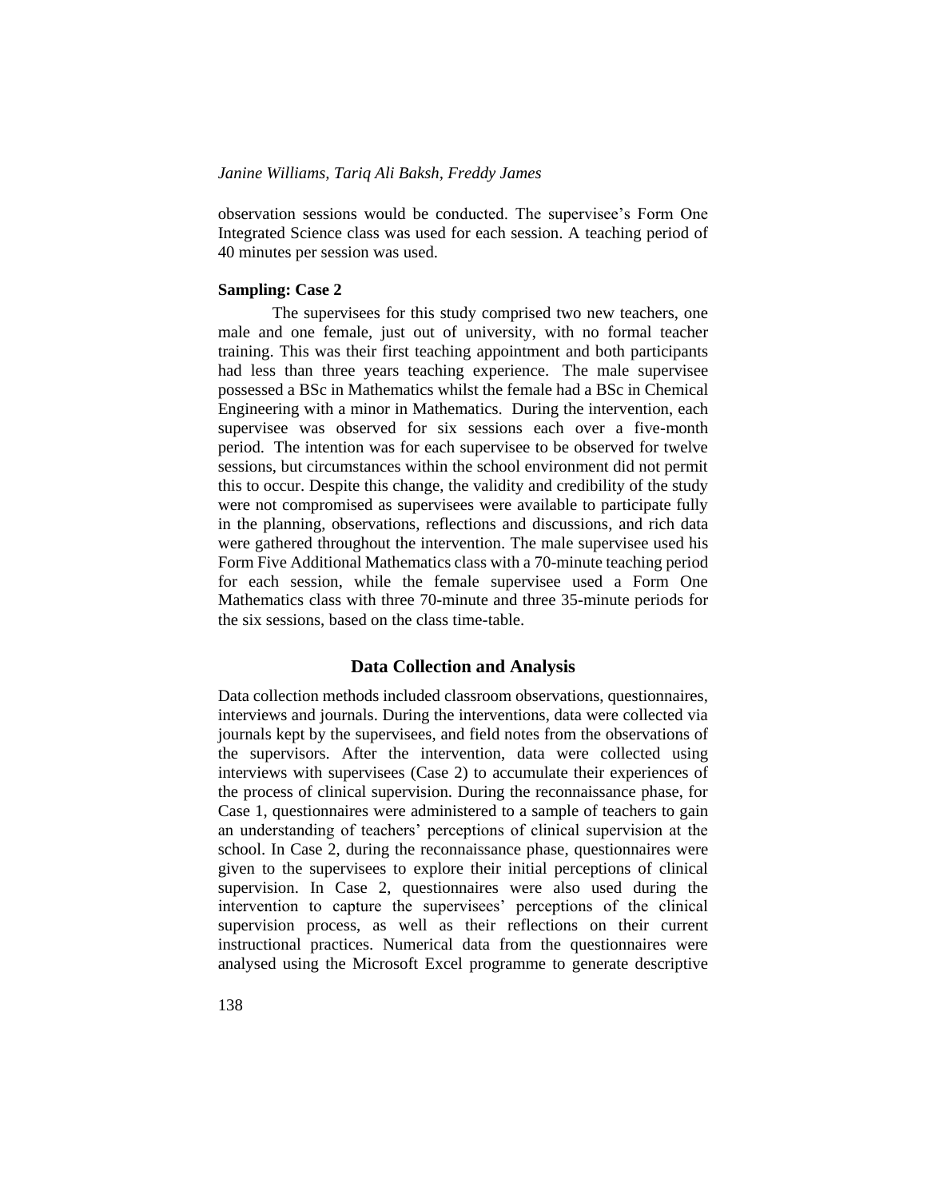observation sessions would be conducted. The supervisee's Form One Integrated Science class was used for each session. A teaching period of 40 minutes per session was used.

**Sampling: Case 2**

The supervisees for this study comprised two new teachers, one male and one female, just out of university, with no formal teacher training. This was their first teaching appointment and both participants had less than three years teaching experience. The male supervisee possessed a BSc in Mathematics whilst the female had a BSc in Chemical Engineering with a minor in Mathematics. During the intervention, each supervisee was observed for six sessions each over a five-month period. The intention was for each supervisee to be observed for twelve sessions, but circumstances within the school environment did not permit this to occur. Despite this change, the validity and credibility of the study were not compromised as supervisees were available to participate fully in the planning, observations, reflections and discussions, and rich data were gathered throughout the intervention. The male supervisee used his Form Five Additional Mathematics class with a 70-minute teaching period for each session, while the female supervisee used a Form One Mathematics class with three 70-minute and three 35-minute periods for the six sessions, based on the class time-table.

## Data Collection and Analysis

Data collection methods included classroom observations, questionnaires, interviews and journals. During the interventions, data were collected via journals kept by the supervisees, and field notes from the observations of the supervisors. After the intervention, data were collected using interviews with supervisees (Case 2) to accumulate their experiences of the process of clinical supervision. During the reconnaissance phase, for Case 1, questionnaires were administered to a sample of teachers to gain an understanding of teachers' perceptions of clinical supervision at the school. In Case 2, during the reconnaissance phase, questionnaires were given to the supervisees to explore their initial perceptions of clinical supervision. In Case 2, questionnaires were also used during the intervention to capture the supervisees' perceptions of the clinical supervision process, as well as their reflections on their current instructional practices. Numerical data from the questionnaires were analysed using the Microsoft Excel programme to generate descriptive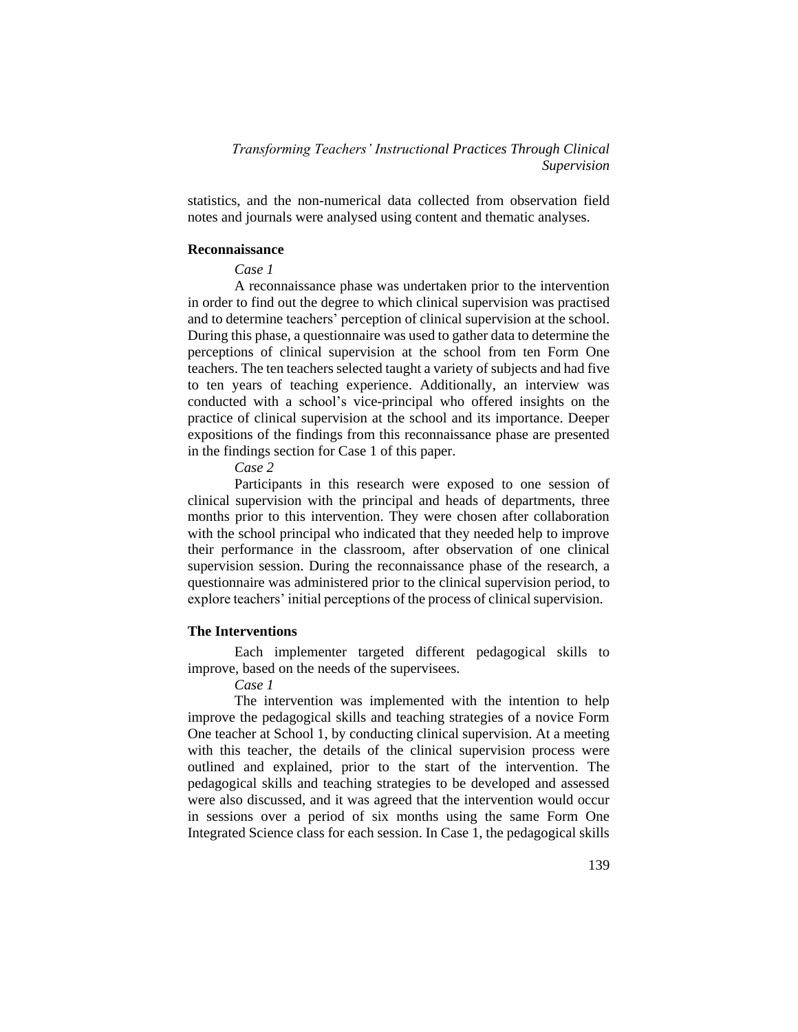statistics, and the non-numerical data collected from observation field notes and journals were analysed using content and thematic analyses.

## Reconnaissance

*Case 1*

A reconnaissance phase was undertaken prior to the intervention in order to find out the degree to which clinical supervision was practised and to determine teachers' perception of clinical supervision at the school. During this phase, a questionnaire was used to gather data to determine the perceptions of clinical supervision at the school from ten Form One teachers. The ten teachers selected taught a variety of subjects and had five to ten years of teaching experience. Additionally, an interview was conducted with a school's vice-principal who offered insights on the practice of clinical supervision at the school and its importance. Deeper expositions of the findings from this reconnaissance phase are presented in the findings section for Case 1 of this paper.

*Case 2*

Participants in this research were exposed to one session of clinical supervision with the principal and heads of departments, three months prior to this intervention. They were chosen after collaboration with the school principal who indicated that they needed help to improve their performance in the classroom, after observation of one clinical supervision session. During the reconnaissance phase of the research, a questionnaire was administered prior to the clinical supervision period, to explore teachers' initial perceptions of the process of clinical supervision.

## The Interventions

Each implementer targeted different pedagogical skills to improve, based on the needs of the supervisees.

*Case 1*

The intervention was implemented with the intention to help improve the pedagogical skills and teaching strategies of a novice Form One teacher at School 1, by conducting clinical supervision. At a meeting with this teacher, the details of the clinical supervision process were outlined and explained, prior to the start of the intervention. The pedagogical skills and teaching strategies to be developed and assessed were also discussed, and it was agreed that the intervention would occur in sessions over a period of six months using the same Form One Integrated Science class for each session. In Case 1, the pedagogical skills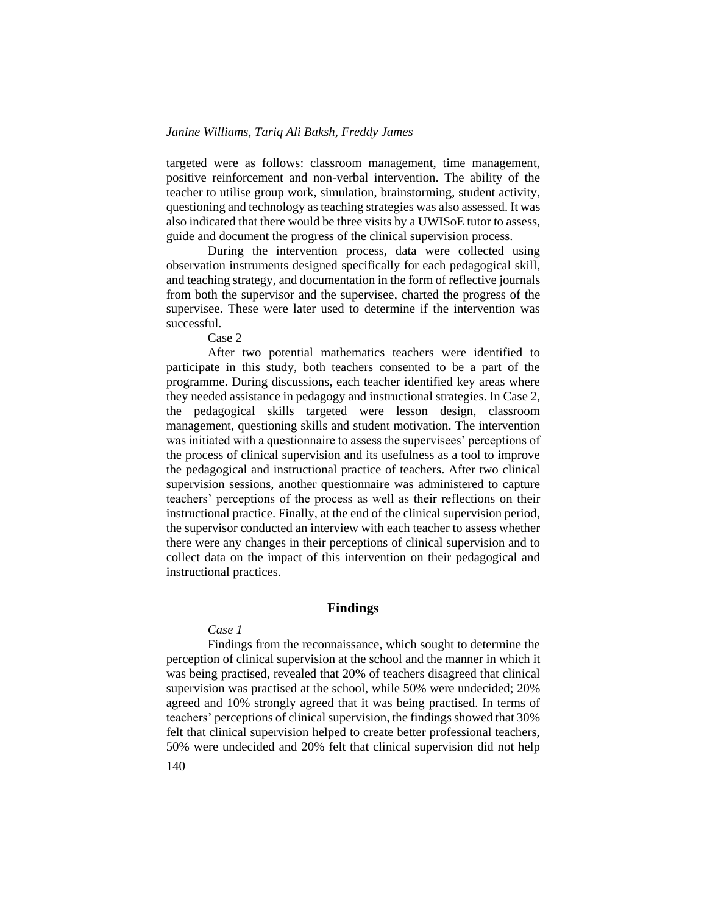targeted were as follows: classroom management, time management, positive reinforcement and non-verbal intervention. The ability of the teacher to utilise group work, simulation, brainstorming, student activity, questioning and technology as teaching strategies was also assessed. It was also indicated that there would be three visits by a UWISoE tutor to assess, guide and document the progress of the clinical supervision process.

During the intervention process, data were collected using observation instruments designed specifically for each pedagogical skill, and teaching strategy, and documentation in the form of reflective journals from both the supervisor and the supervisee, charted the progress of the supervisee. These were later used to determine if the intervention was successful.

Case 2

After two potential mathematics teachers were identified to participate in this study, both teachers consented to be a part of the programme. During discussions, each teacher identified key areas where they needed assistance in pedagogy and instructional strategies. In Case 2, the pedagogical skills targeted were lesson design, classroom management, questioning skills and student motivation. The intervention was initiated with a questionnaire to assess the supervisees' perceptions of the process of clinical supervision and its usefulness as a tool to improve the pedagogical and instructional practice of teachers. After two clinical supervision sessions, another questionnaire was administered to capture teachers' perceptions of the process as well as their reflections on their instructional practice. Finally, at the end of the clinical supervision period, the supervisor conducted an interview with each teacher to assess whether there were any changes in their perceptions of clinical supervision and to collect data on the impact of this intervention on their pedagogical and instructional practices.

## Findings

*Case 1*

Findings from the reconnaissance, which sought to determine the perception of clinical supervision at the school and the manner in which it was being practised, revealed that 20% of teachers disagreed that clinical supervision was practised at the school, while 50% were undecided; 20% agreed and 10% strongly agreed that it was being practised. In terms of teachers' perceptions of clinical supervision, the findings showed that 30% felt that clinical supervision helped to create better professional teachers, 50% were undecided and 20% felt that clinical supervision did not help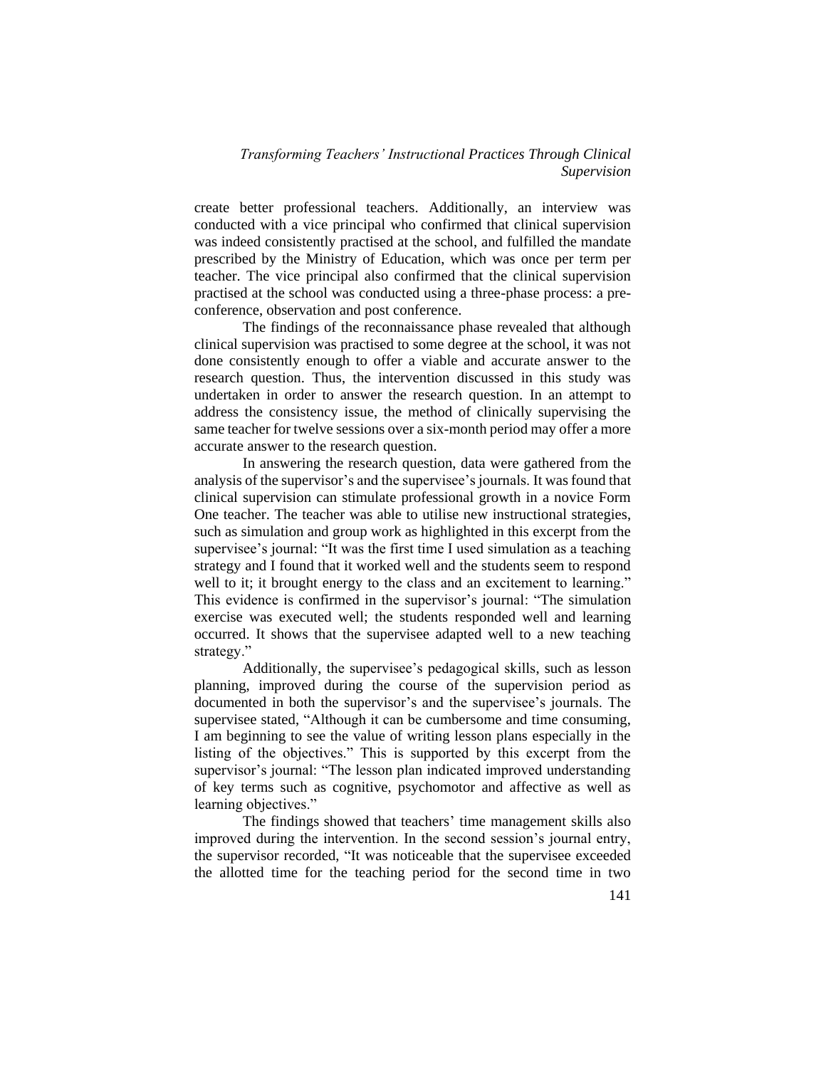create better professional teachers. Additionally, an interview was conducted with a vice principal who confirmed that clinical supervision was indeed consistently practised at the school, and fulfilled the mandate prescribed by the Ministry of Education, which was once per term per teacher. The vice principal also confirmed that the clinical supervision practised at the school was conducted using a three-phase process: a pre-conference, observation and post conference.

The findings of the reconnaissance phase revealed that although clinical supervision was practised to some degree at the school, it was not done consistently enough to offer a viable and accurate answer to the research question. Thus, the intervention discussed in this study was undertaken in order to answer the research question. In an attempt to address the consistency issue, the method of clinically supervising the same teacher for twelve sessions over a six-month period may offer a more accurate answer to the research question.

In answering the research question, data were gathered from the analysis of the supervisor's and the supervisee's journals. It was found that clinical supervision can stimulate professional growth in a novice Form One teacher. The teacher was able to utilise new instructional strategies, such as simulation and group work as highlighted in this excerpt from the supervisee's journal: "It was the first time I used simulation as a teaching strategy and I found that it worked well and the students seem to respond well to it; it brought energy to the class and an excitement to learning." This evidence is confirmed in the supervisor's journal: "The simulation exercise was executed well; the students responded well and learning occurred. It shows that the supervisee adapted well to a new teaching strategy."

Additionally, the supervisee's pedagogical skills, such as lesson planning, improved during the course of the supervision period as documented in both the supervisor's and the supervisee's journals. The supervisee stated, "Although it can be cumbersome and time consuming, I am beginning to see the value of writing lesson plans especially in the listing of the objectives." This is supported by this excerpt from the supervisor's journal: "The lesson plan indicated improved understanding of key terms such as cognitive, psychomotor and affective as well as learning objectives."

The findings showed that teachers' time management skills also improved during the intervention. In the second session's journal entry, the supervisor recorded, "It was noticeable that the supervisee exceeded the allotted time for the teaching period for the second time in two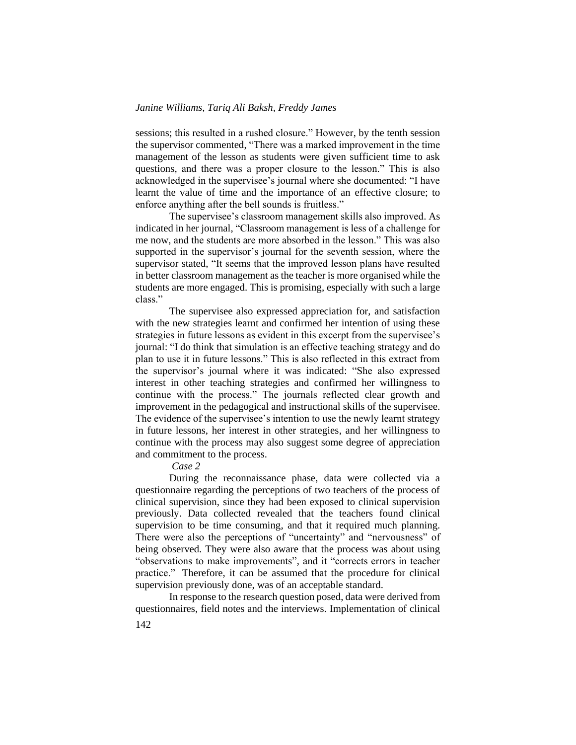sessions; this resulted in a rushed closure." However, by the tenth session the supervisor commented, "There was a marked improvement in the time management of the lesson as students were given sufficient time to ask questions, and there was a proper closure to the lesson." This is also acknowledged in the supervisee's journal where she documented: "I have learnt the value of time and the importance of an effective closure; to enforce anything after the bell sounds is fruitless."

The supervisee's classroom management skills also improved. As indicated in her journal, "Classroom management is less of a challenge for me now, and the students are more absorbed in the lesson." This was also supported in the supervisor's journal for the seventh session, where the supervisor stated, "It seems that the improved lesson plans have resulted in better classroom management as the teacher is more organised while the students are more engaged. This is promising, especially with such a large class."

The supervisee also expressed appreciation for, and satisfaction with the new strategies learnt and confirmed her intention of using these strategies in future lessons as evident in this excerpt from the supervisee's journal: "I do think that simulation is an effective teaching strategy and do plan to use it in future lessons." This is also reflected in this extract from the supervisor's journal where it was indicated: "She also expressed interest in other teaching strategies and confirmed her willingness to continue with the process." The journals reflected clear growth and improvement in the pedagogical and instructional skills of the supervisee. The evidence of the supervisee's intention to use the newly learnt strategy in future lessons, her interest in other strategies, and her willingness to continue with the process may also suggest some degree of appreciation and commitment to the process.

*Case 2*

During the reconnaissance phase, data were collected via a questionnaire regarding the perceptions of two teachers of the process of clinical supervision, since they had been exposed to clinical supervision previously. Data collected revealed that the teachers found clinical supervision to be time consuming, and that it required much planning. There were also the perceptions of "uncertainty" and "nervousness" of being observed. They were also aware that the process was about using "observations to make improvements", and it "corrects errors in teacher practice." Therefore, it can be assumed that the procedure for clinical supervision previously done, was of an acceptable standard.

In response to the research question posed, data were derived from questionnaires, field notes and the interviews. Implementation of clinical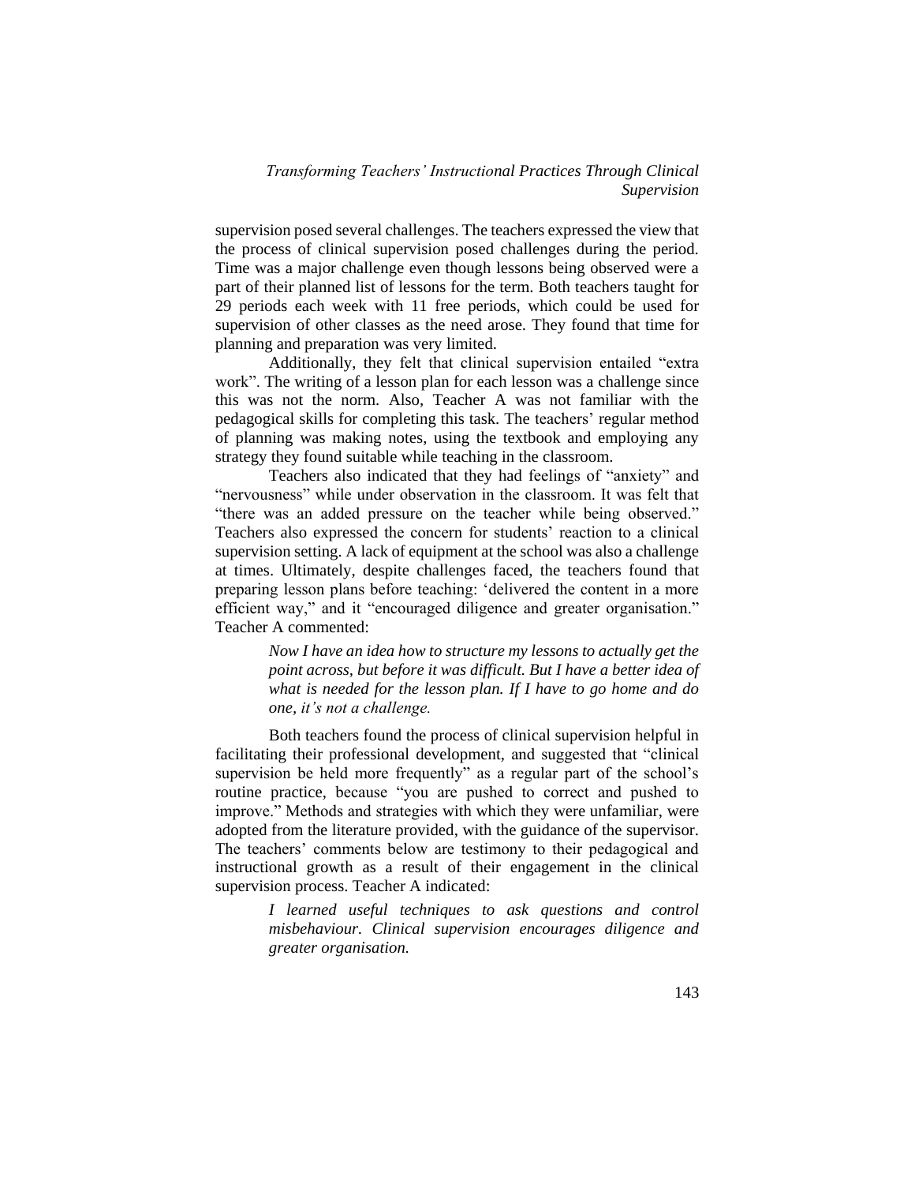supervision posed several challenges. The teachers expressed the view that the process of clinical supervision posed challenges during the period. Time was a major challenge even though lessons being observed were a part of their planned list of lessons for the term. Both teachers taught for 29 periods each week with 11 free periods, which could be used for supervision of other classes as the need arose. They found that time for planning and preparation was very limited.

Additionally, they felt that clinical supervision entailed "extra work". The writing of a lesson plan for each lesson was a challenge since this was not the norm. Also, Teacher A was not familiar with the pedagogical skills for completing this task. The teachers' regular method of planning was making notes, using the textbook and employing any strategy they found suitable while teaching in the classroom.

Teachers also indicated that they had feelings of "anxiety" and "nervousness" while under observation in the classroom. It was felt that "there was an added pressure on the teacher while being observed." Teachers also expressed the concern for students' reaction to a clinical supervision setting. A lack of equipment at the school was also a challenge at times. Ultimately, despite challenges faced, the teachers found that preparing lesson plans before teaching: 'delivered the content in a more efficient way," and it "encouraged diligence and greater organisation." Teacher A commented:

> *Now I have an idea how to structure my lessons to actually get the point across, but before it was difficult. But I have a better idea of what is needed for the lesson plan. If I have to go home and do one, it's not a challenge.*

Both teachers found the process of clinical supervision helpful in facilitating their professional development, and suggested that "clinical supervision be held more frequently" as a regular part of the school's routine practice, because "you are pushed to correct and pushed to improve." Methods and strategies with which they were unfamiliar, were adopted from the literature provided, with the guidance of the supervisor. The teachers' comments below are testimony to their pedagogical and instructional growth as a result of their engagement in the clinical supervision process. Teacher A indicated:

> *I learned useful techniques to ask questions and control misbehaviour. Clinical supervision encourages diligence and greater organisation.*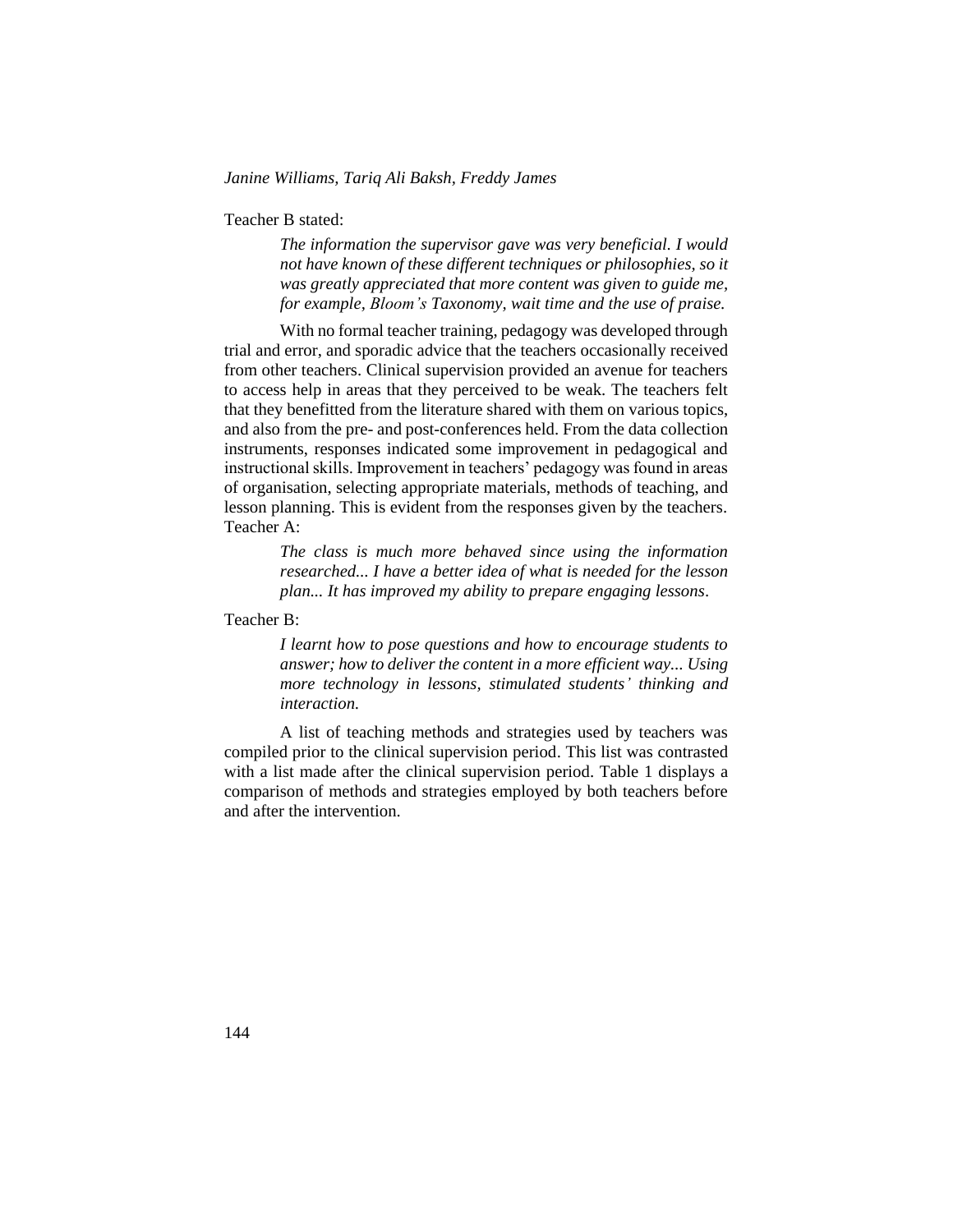Teacher B stated:

> *The information the supervisor gave was very beneficial. I would not have known of these different techniques or philosophies, so it was greatly appreciated that more content was given to guide me, for example, Bloom's Taxonomy, wait time and the use of praise.*

With no formal teacher training, pedagogy was developed through trial and error, and sporadic advice that the teachers occasionally received from other teachers. Clinical supervision provided an avenue for teachers to access help in areas that they perceived to be weak. The teachers felt that they benefitted from the literature shared with them on various topics, and also from the pre- and post-conferences held. From the data collection instruments, responses indicated some improvement in pedagogical and instructional skills. Improvement in teachers' pedagogy was found in areas of organisation, selecting appropriate materials, methods of teaching, and lesson planning. This is evident from the responses given by the teachers. Teacher A:

> *The class is much more behaved since using the information researched... I have a better idea of what is needed for the lesson plan... It has improved my ability to prepare engaging lessons*.

Teacher B:

> *I learnt how to pose questions and how to encourage students to answer; how to deliver the content in a more efficient way... Using more technology in lessons, stimulated students' thinking and interaction.*

A list of teaching methods and strategies used by teachers was compiled prior to the clinical supervision period. This list was contrasted with a list made after the clinical supervision period. Table 1 displays a comparison of methods and strategies employed by both teachers before and after the intervention.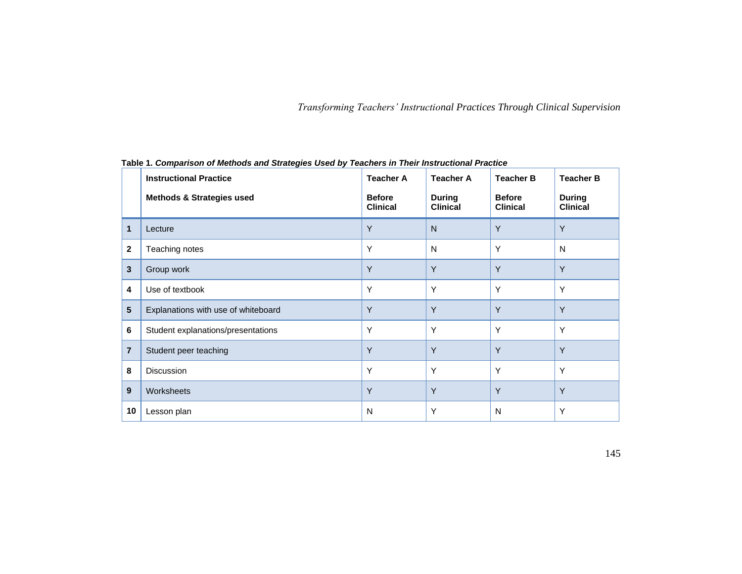**Table 1.** ***Comparison of Methods and Strategies Used by Teachers in Their Instructional Practice***

| | **Instructional Practice** <br> **Methods & Strategies used** | **Teacher A** <br> **Before Clinical** | **Teacher A** <br> **During Clinical** | **Teacher B** <br> **Before Clinical** | **Teacher B** <br> **During Clinical** |
|---|---|---|---|---|---|
| **1** | Lecture | Y | N | Y | Y |
| **2** | Teaching notes | Y | N | Y | N |
| **3** | Group work | Y | Y | Y | Y |
| **4** | Use of textbook | Y | Y | Y | Y |
| **5** | Explanations with use of whiteboard | Y | Y | Y | Y |
| **6** | Student explanations/presentations | Y | Y | Y | Y |
| **7** | Student peer teaching | Y | Y | Y | Y |
| **8** | Discussion | Y | Y | Y | Y |
| **9** | Worksheets | Y | Y | Y | Y |
| **10** | Lesson plan | N | Y | N | Y |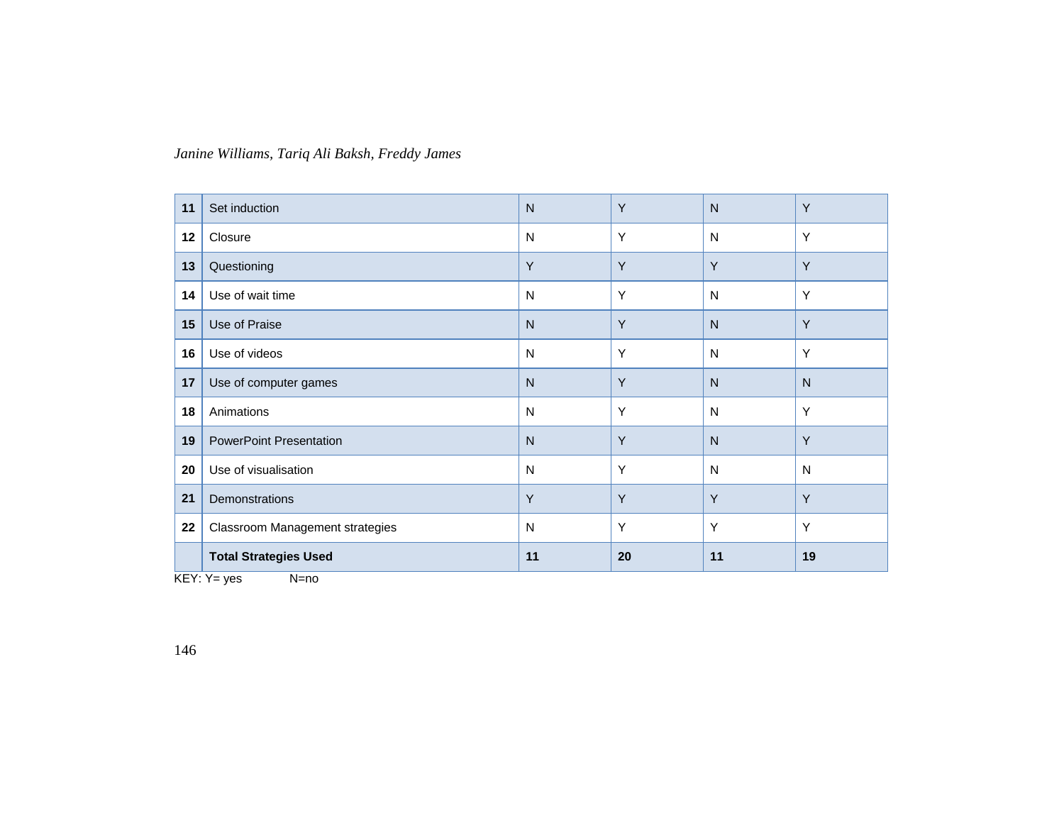| 11 | Set induction | N | Y | N | Y |
|---|---|---|---|---|---|
| 12 | Closure | N | Y | N | Y |
| 13 | Questioning | Y | Y | Y | Y |
| 14 | Use of wait time | N | Y | N | Y |
| 15 | Use of Praise | N | Y | N | Y |
| 16 | Use of videos | N | Y | N | Y |
| 17 | Use of computer games | N | Y | N | N |
| 18 | Animations | N | Y | N | Y |
| 19 | PowerPoint Presentation | N | Y | N | Y |
| 20 | Use of visualisation | N | Y | N | N |
| 21 | Demonstrations | Y | Y | Y | Y |
| 22 | Classroom Management strategies | N | Y | Y | Y |
| | **Total Strategies Used** | **11** | **20** | **11** | **19** |

KEY: Y= yes N=no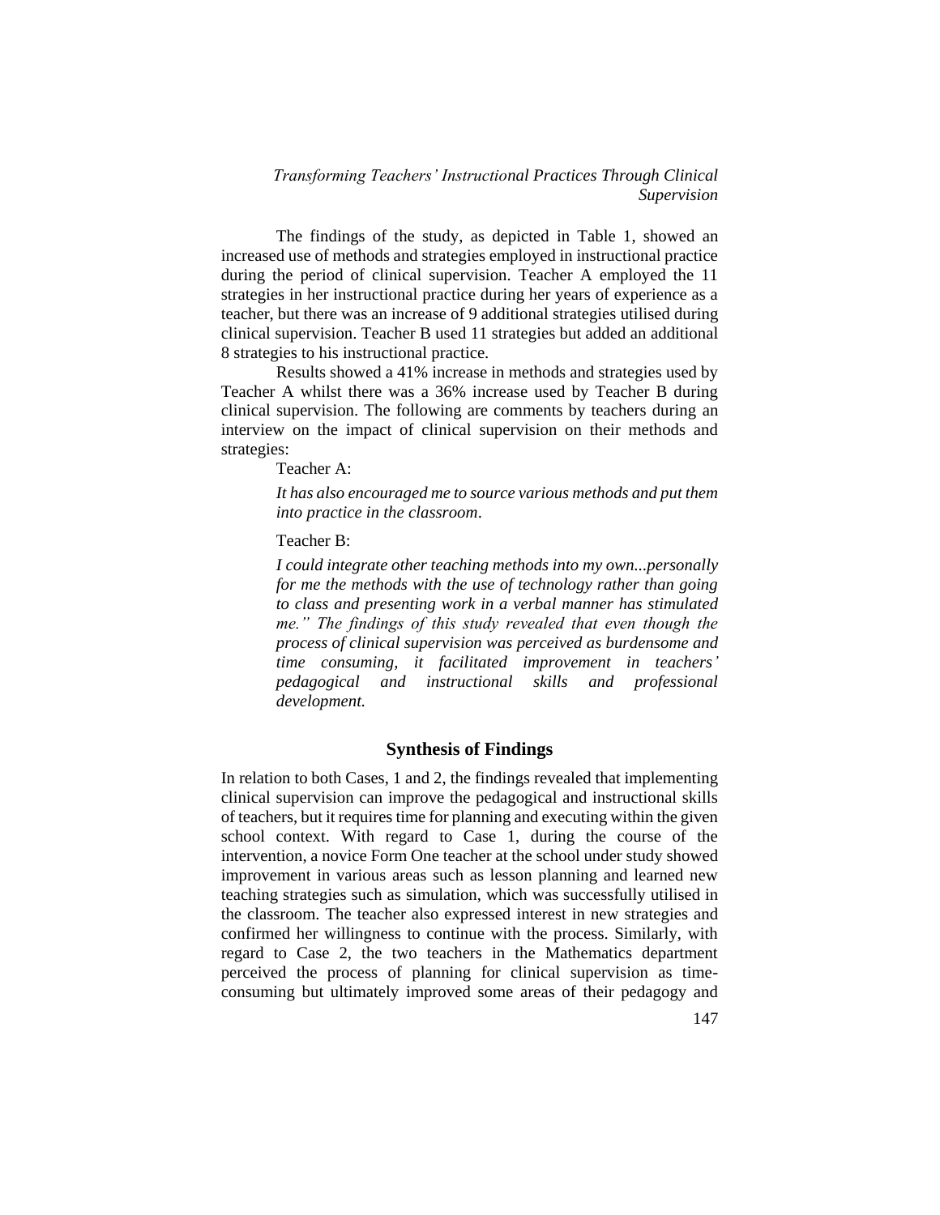The findings of the study, as depicted in Table 1, showed an increased use of methods and strategies employed in instructional practice during the period of clinical supervision. Teacher A employed the 11 strategies in her instructional practice during her years of experience as a teacher, but there was an increase of 9 additional strategies utilised during clinical supervision. Teacher B used 11 strategies but added an additional 8 strategies to his instructional practice.

Results showed a 41% increase in methods and strategies used by Teacher A whilst there was a 36% increase used by Teacher B during clinical supervision. The following are comments by teachers during an interview on the impact of clinical supervision on their methods and strategies:

Teacher A:

> *It has also encouraged me to source various methods and put them into practice in the classroom*.

Teacher B:

> *I could integrate other teaching methods into my own...personally for me the methods with the use of technology rather than going to class and presenting work in a verbal manner has stimulated me." The findings of this study revealed that even though the process of clinical supervision was perceived as burdensome and time consuming, it facilitated improvement in teachers' pedagogical and instructional skills and professional development.*

## Synthesis of Findings

In relation to both Cases, 1 and 2, the findings revealed that implementing clinical supervision can improve the pedagogical and instructional skills of teachers, but it requires time for planning and executing within the given school context. With regard to Case 1, during the course of the intervention, a novice Form One teacher at the school under study showed improvement in various areas such as lesson planning and learned new teaching strategies such as simulation, which was successfully utilised in the classroom. The teacher also expressed interest in new strategies and confirmed her willingness to continue with the process. Similarly, with regard to Case 2, the two teachers in the Mathematics department perceived the process of planning for clinical supervision as time-consuming but ultimately improved some areas of their pedagogy and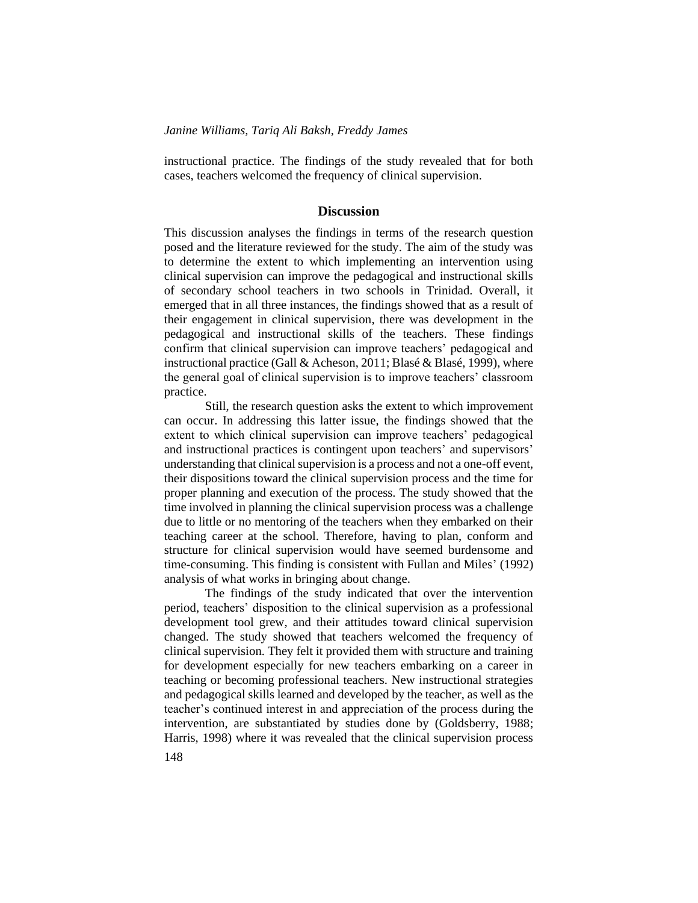instructional practice. The findings of the study revealed that for both cases, teachers welcomed the frequency of clinical supervision.

## Discussion

This discussion analyses the findings in terms of the research question posed and the literature reviewed for the study. The aim of the study was to determine the extent to which implementing an intervention using clinical supervision can improve the pedagogical and instructional skills of secondary school teachers in two schools in Trinidad. Overall, it emerged that in all three instances, the findings showed that as a result of their engagement in clinical supervision, there was development in the pedagogical and instructional skills of the teachers. These findings confirm that clinical supervision can improve teachers' pedagogical and instructional practice (Gall & Acheson, 2011; Blasé & Blasé, 1999), where the general goal of clinical supervision is to improve teachers' classroom practice.

Still, the research question asks the extent to which improvement can occur. In addressing this latter issue, the findings showed that the extent to which clinical supervision can improve teachers' pedagogical and instructional practices is contingent upon teachers' and supervisors' understanding that clinical supervision is a process and not a one-off event, their dispositions toward the clinical supervision process and the time for proper planning and execution of the process. The study showed that the time involved in planning the clinical supervision process was a challenge due to little or no mentoring of the teachers when they embarked on their teaching career at the school. Therefore, having to plan, conform and structure for clinical supervision would have seemed burdensome and time-consuming. This finding is consistent with Fullan and Miles' (1992) analysis of what works in bringing about change.

The findings of the study indicated that over the intervention period, teachers' disposition to the clinical supervision as a professional development tool grew, and their attitudes toward clinical supervision changed. The study showed that teachers welcomed the frequency of clinical supervision. They felt it provided them with structure and training for development especially for new teachers embarking on a career in teaching or becoming professional teachers. New instructional strategies and pedagogical skills learned and developed by the teacher, as well as the teacher's continued interest in and appreciation of the process during the intervention, are substantiated by studies done by (Goldsberry, 1988; Harris, 1998) where it was revealed that the clinical supervision process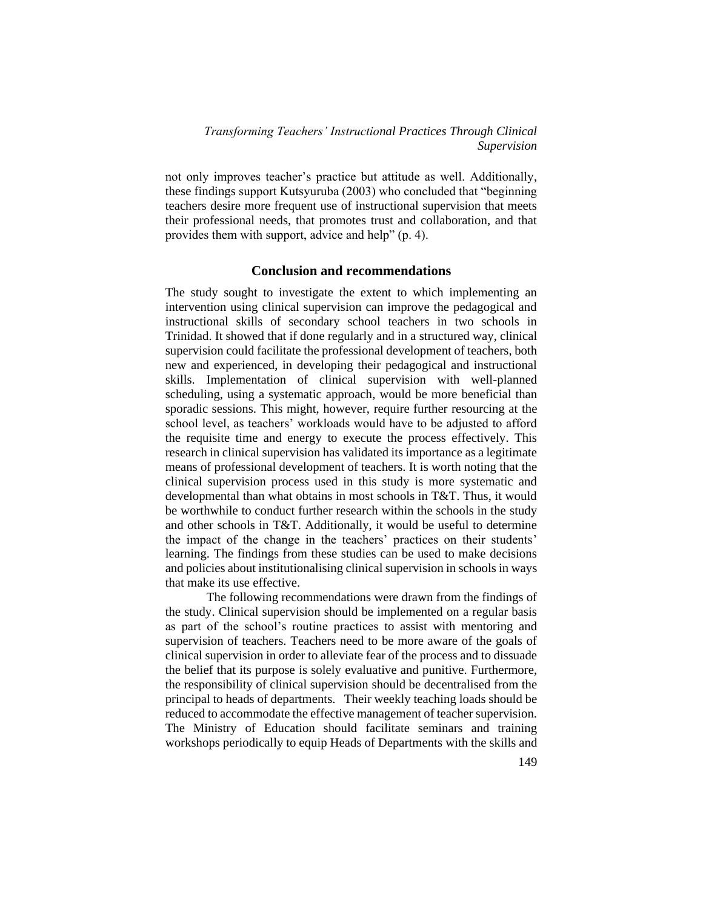not only improves teacher's practice but attitude as well. Additionally, these findings support Kutsyuruba (2003) who concluded that "beginning teachers desire more frequent use of instructional supervision that meets their professional needs, that promotes trust and collaboration, and that provides them with support, advice and help" (p. 4).

## Conclusion and recommendations

The study sought to investigate the extent to which implementing an intervention using clinical supervision can improve the pedagogical and instructional skills of secondary school teachers in two schools in Trinidad. It showed that if done regularly and in a structured way, clinical supervision could facilitate the professional development of teachers, both new and experienced, in developing their pedagogical and instructional skills. Implementation of clinical supervision with well-planned scheduling, using a systematic approach, would be more beneficial than sporadic sessions. This might, however, require further resourcing at the school level, as teachers' workloads would have to be adjusted to afford the requisite time and energy to execute the process effectively. This research in clinical supervision has validated its importance as a legitimate means of professional development of teachers. It is worth noting that the clinical supervision process used in this study is more systematic and developmental than what obtains in most schools in T&T. Thus, it would be worthwhile to conduct further research within the schools in the study and other schools in T&T. Additionally, it would be useful to determine the impact of the change in the teachers' practices on their students' learning. The findings from these studies can be used to make decisions and policies about institutionalising clinical supervision in schools in ways that make its use effective.

The following recommendations were drawn from the findings of the study. Clinical supervision should be implemented on a regular basis as part of the school's routine practices to assist with mentoring and supervision of teachers. Teachers need to be more aware of the goals of clinical supervision in order to alleviate fear of the process and to dissuade the belief that its purpose is solely evaluative and punitive. Furthermore, the responsibility of clinical supervision should be decentralised from the principal to heads of departments. Their weekly teaching loads should be reduced to accommodate the effective management of teacher supervision. The Ministry of Education should facilitate seminars and training workshops periodically to equip Heads of Departments with the skills and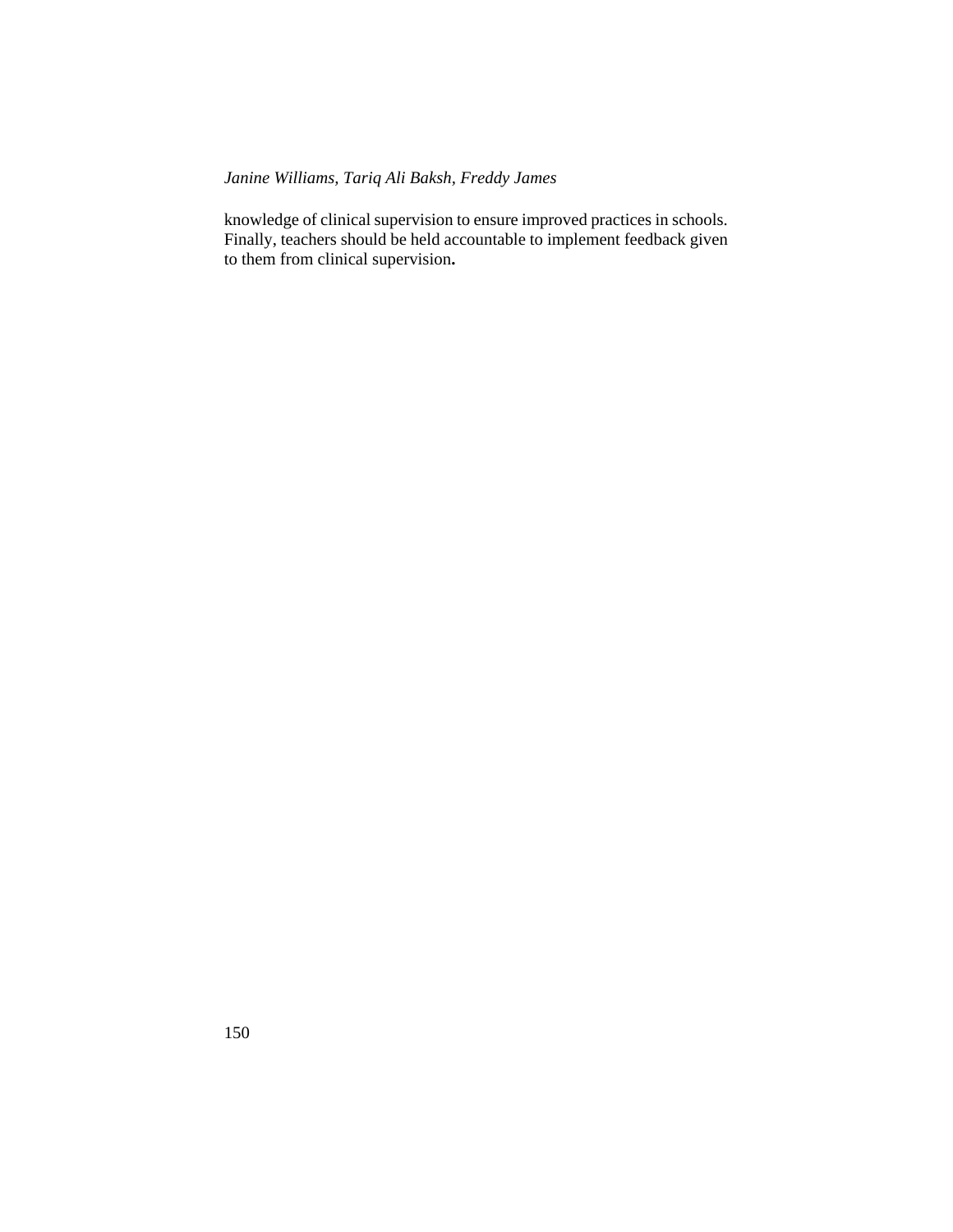knowledge of clinical supervision to ensure improved practices in schools. Finally, teachers should be held accountable to implement feedback given to them from clinical supervision.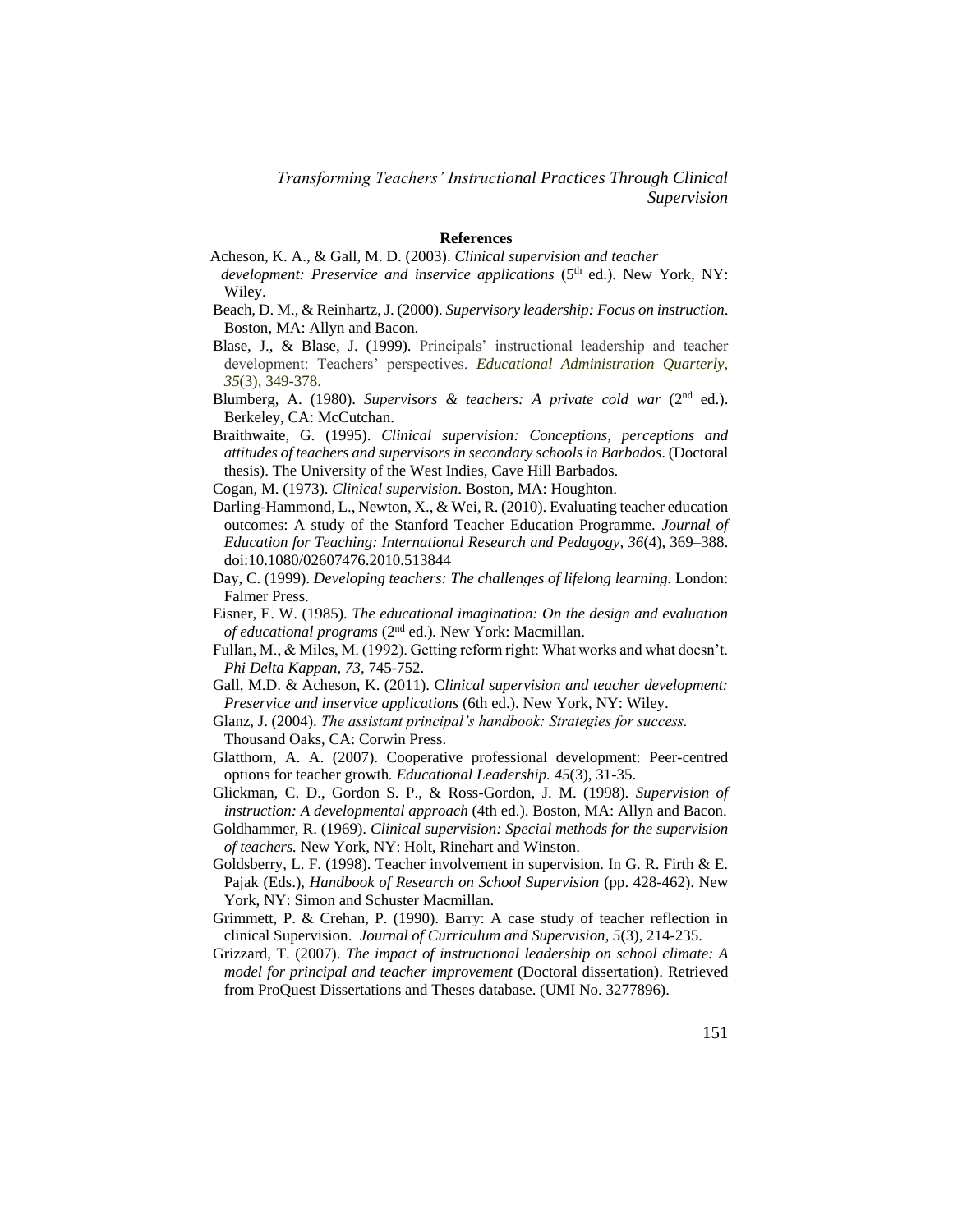## References

Acheson, K. A., & Gall, M. D. (2003). *Clinical supervision and teacher development: Preservice and inservice applications* (5th ed.). New York, NY: Wiley.

Beach, D. M., & Reinhartz, J. (2000). *Supervisory leadership: Focus on instruction*. Boston, MA: Allyn and Bacon.

Blase, J., & Blase, J. (1999). Principals' instructional leadership and teacher development: Teachers' perspectives. *Educational Administration Quarterly, 35*(3), 349-378.

Blumberg, A. (1980). *Supervisors & teachers: A private cold war* (2nd ed.). Berkeley, CA: McCutchan.

Braithwaite, G. (1995). *Clinical supervision: Conceptions, perceptions and attitudes of teachers and supervisors in secondary schools in Barbados*. (Doctoral thesis). The University of the West Indies, Cave Hill Barbados.

Cogan, M. (1973). *Clinical supervision*. Boston, MA: Houghton.

Darling-Hammond, L., Newton, X., & Wei, R. (2010). Evaluating teacher education outcomes: A study of the Stanford Teacher Education Programme. *Journal of Education for Teaching: International Research and Pedagogy, 36*(4), 369–388. doi:10.1080/02607476.2010.513844

Day, C. (1999). *Developing teachers: The challenges of lifelong learning.* London: Falmer Press.

Eisner, E. W. (1985). *The educational imagination: On the design and evaluation of educational programs* (2nd ed.)*.* New York: Macmillan.

Fullan, M., & Miles, M. (1992). Getting reform right: What works and what doesn't. *Phi Delta Kappan, 73,* 745-752.

Gall, M.D. & Acheson, K. (2011). C*linical supervision and teacher development: Preservice and inservice applications* (6th ed.). New York, NY: Wiley.

Glanz, J. (2004). *The assistant principal's handbook: Strategies for success.* Thousand Oaks, CA: Corwin Press.

Glatthorn, A. A. (2007). Cooperative professional development: Peer-centred options for teacher growth*. Educational Leadership. 45*(3), 31-35.

Glickman, C. D., Gordon S. P., & Ross-Gordon, J. M. (1998). *Supervision of instruction: A developmental approach* (4th ed.). Boston, MA: Allyn and Bacon.

Goldhammer, R. (1969). *Clinical supervision: Special methods for the supervision of teachers.* New York, NY: Holt, Rinehart and Winston.

Goldsberry, L. F. (1998). Teacher involvement in supervision. In G. R. Firth & E. Pajak (Eds.), *Handbook of Research on School Supervision* (pp. 428-462). New York, NY: Simon and Schuster Macmillan.

Grimmett, P. & Crehan, P. (1990). Barry: A case study of teacher reflection in clinical Supervision. *Journal of Curriculum and Supervision*, *5*(3), 214-235.

Grizzard, T. (2007). *The impact of instructional leadership on school climate: A model for principal and teacher improvement* (Doctoral dissertation). Retrieved from ProQuest Dissertations and Theses database. (UMI No. 3277896).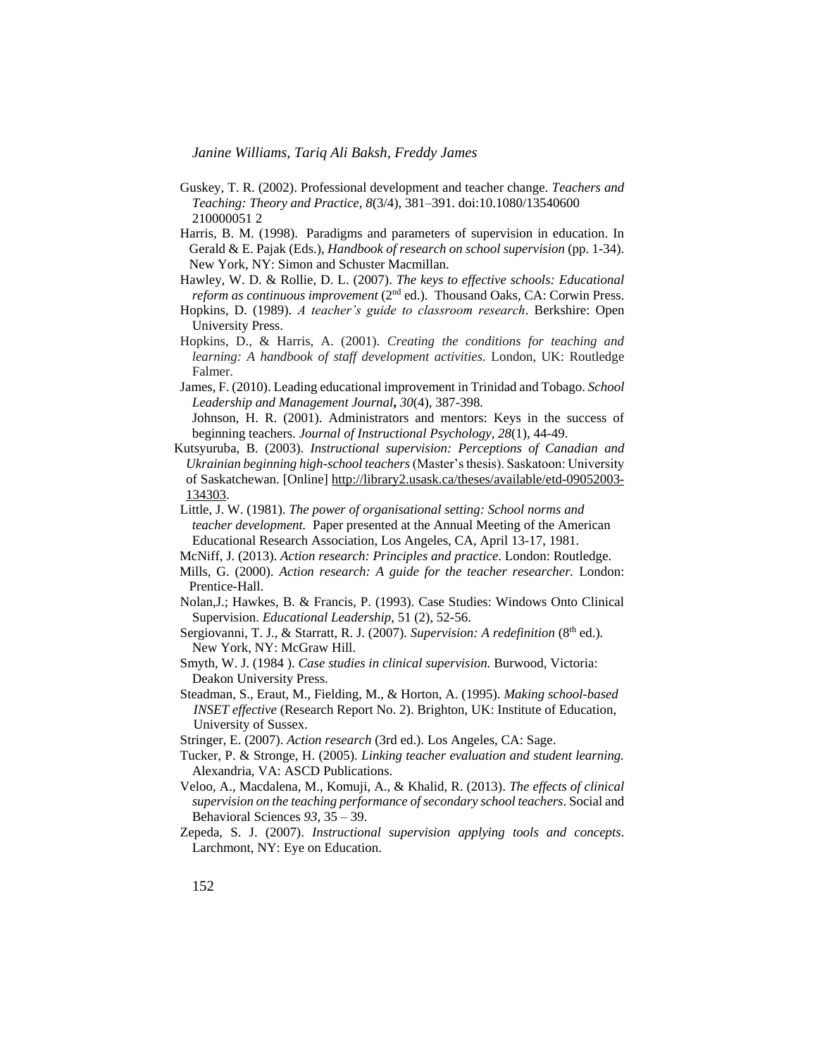Guskey, T. R. (2002). Professional development and teacher change. *Teachers and Teaching: Theory and Practice, 8*(3/4), 381–391. doi:10.1080/13540600 210000051 2

Harris, B. M. (1998). Paradigms and parameters of supervision in education. In Gerald & E. Pajak (Eds.), *Handbook of research on school supervision* (pp. 1-34). New York, NY: Simon and Schuster Macmillan.

Hawley, W. D. & Rollie, D. L. (2007). *The keys to effective schools: Educational reform as continuous improvement* (2nd ed.). Thousand Oaks, CA: Corwin Press.

Hopkins, D. (1989). *A teacher's guide to classroom research*. Berkshire: Open University Press.

Hopkins, D., & Harris, A. (2001). *Creating the conditions for teaching and learning: A handbook of staff development activities.* London, UK: Routledge Falmer.

James, F. (2010). Leading educational improvement in Trinidad and Tobago. *School Leadership and Management Journal*, ***30***(4), 387-398.

Johnson, H. R. (2001). Administrators and mentors: Keys in the success of beginning teachers. *Journal of Instructional Psychology, 28*(1), 44-49.

Kutsyuruba, B. (2003). *Instructional supervision: Perceptions of Canadian and Ukrainian beginning high-school teachers* (Master's thesis). Saskatoon: University of Saskatchewan. [Online] http://library2.usask.ca/theses/available/etd-09052003-134303.

Little, J. W. (1981). *The power of organisational setting: School norms and teacher development.* Paper presented at the Annual Meeting of the American Educational Research Association, Los Angeles, CA, April 13-17, 1981.

McNiff, J. (2013). *Action research: Principles and practice*. London: Routledge.

Mills, G. (2000). *Action research: A guide for the teacher researcher.* London: Prentice-Hall.

Nolan,J.; Hawkes, B. & Francis, P. (1993). Case Studies: Windows Onto Clinical Supervision. *Educational Leadership*, 51 (2), 52-56.

Sergiovanni, T. J., & Starratt, R. J. (2007). *Supervision: A redefinition* (8th ed.). New York, NY: McGraw Hill.

Smyth, W. J. (1984 ). *Case studies in clinical supervision.* Burwood, Victoria: Deakon University Press.

Steadman, S., Eraut, M., Fielding, M., & Horton, A. (1995). *Making school-based INSET effective* (Research Report No. 2). Brighton, UK: Institute of Education, University of Sussex.

Stringer, E. (2007). *Action research* (3rd ed.). Los Angeles, CA: Sage.

Tucker, P. & Stronge, H. (2005). *Linking teacher evaluation and student learning.* Alexandria, VA: ASCD Publications.

Veloo, A., Macdalena, M., Komuji, A., & Khalid, R. (2013). *The effects of clinical supervision on the teaching performance of secondary school teachers*. Social and Behavioral Sciences *93*, 35 – 39.

Zepeda, S. J. (2007). *Instructional supervision applying tools and concepts*. Larchmont, NY: Eye on Education.